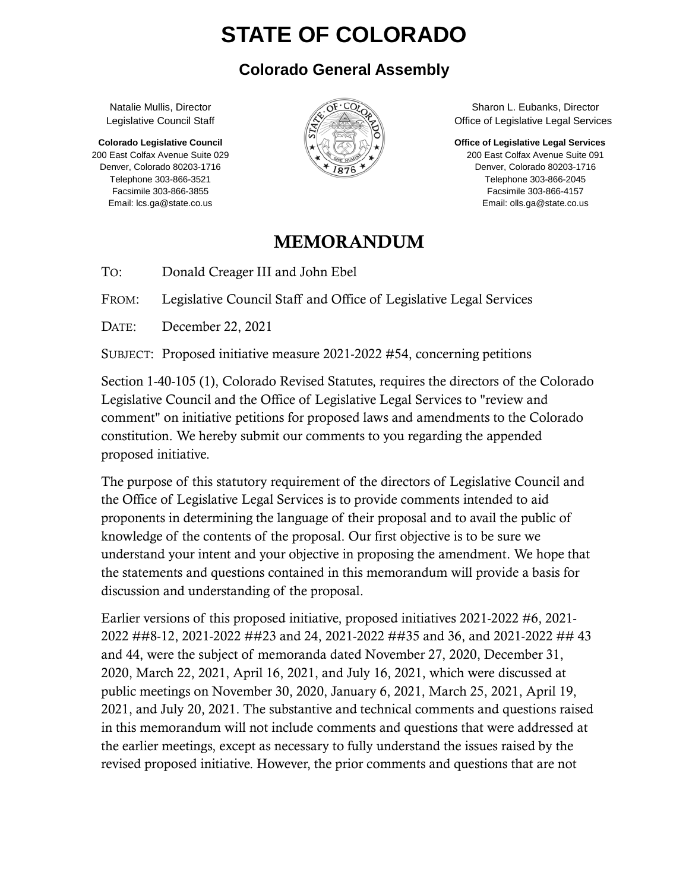# STATE OF COLORADO

## Colorado General Assembly

Natalie Mullis, Director
Legislative Council Staff

**Colorado Legislative Council**
200 East Colfax Avenue Suite 029
Denver, Colorado 80203-1716
Telephone 303-866-3521
Facsimile 303-866-3855
Email: lcs.ga@state.co.us

Sharon L. Eubanks, Director
Office of Legislative Legal Services

**Office of Legislative Legal Services**
200 East Colfax Avenue Suite 091
Denver, Colorado 80203-1716
Telephone 303-866-2045
Facsimile 303-866-4157
Email: olls.ga@state.co.us

## MEMORANDUM

TO: Donald Creager III and John Ebel

FROM: Legislative Council Staff and Office of Legislative Legal Services

DATE: December 22, 2021

SUBJECT: Proposed initiative measure 2021-2022 #54, concerning petitions

Section 1-40-105 (1), Colorado Revised Statutes, requires the directors of the Colorado Legislative Council and the Office of Legislative Legal Services to "review and comment" on initiative petitions for proposed laws and amendments to the Colorado constitution. We hereby submit our comments to you regarding the appended proposed initiative.

The purpose of this statutory requirement of the directors of Legislative Council and the Office of Legislative Legal Services is to provide comments intended to aid proponents in determining the language of their proposal and to avail the public of knowledge of the contents of the proposal. Our first objective is to be sure we understand your intent and your objective in proposing the amendment. We hope that the statements and questions contained in this memorandum will provide a basis for discussion and understanding of the proposal.

Earlier versions of this proposed initiative, proposed initiatives 2021-2022 #6, 2021-2022 ##8-12, 2021-2022 ##23 and 24, 2021-2022 ##35 and 36, and 2021-2022 ## 43 and 44, were the subject of memoranda dated November 27, 2020, December 31, 2020, March 22, 2021, April 16, 2021, and July 16, 2021, which were discussed at public meetings on November 30, 2020, January 6, 2021, March 25, 2021, April 19, 2021, and July 20, 2021. The substantive and technical comments and questions raised in this memorandum will not include comments and questions that were addressed at the earlier meetings, except as necessary to fully understand the issues raised by the revised proposed initiative. However, the prior comments and questions that are not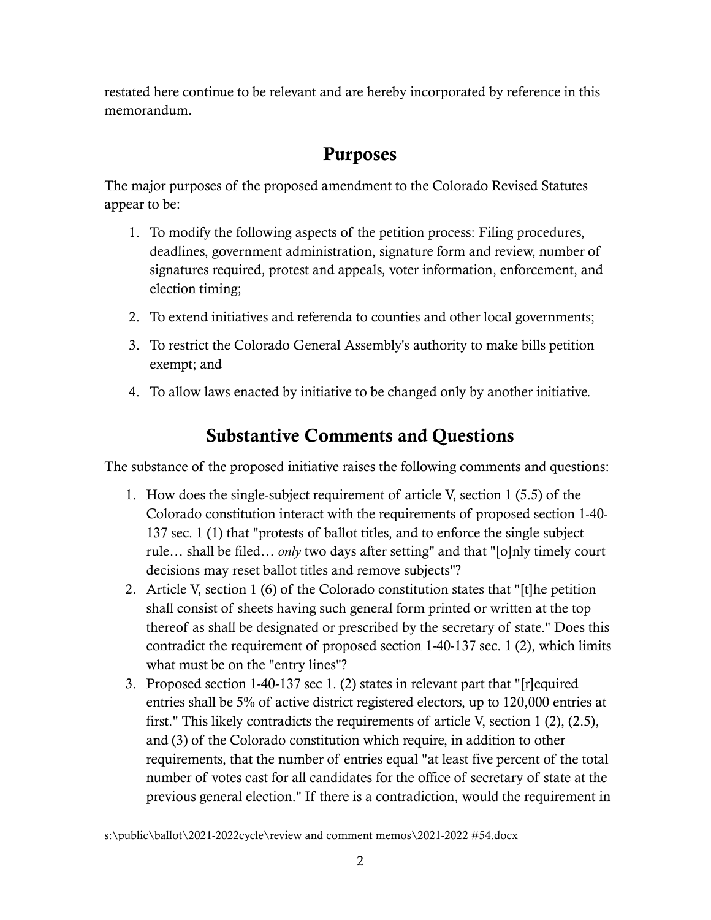restated here continue to be relevant and are hereby incorporated by reference in this memorandum.

## Purposes

The major purposes of the proposed amendment to the Colorado Revised Statutes appear to be:

1. To modify the following aspects of the petition process: Filing procedures, deadlines, government administration, signature form and review, number of signatures required, protest and appeals, voter information, enforcement, and election timing;
2. To extend initiatives and referenda to counties and other local governments;
3. To restrict the Colorado General Assembly's authority to make bills petition exempt; and
4. To allow laws enacted by initiative to be changed only by another initiative.

## Substantive Comments and Questions

The substance of the proposed initiative raises the following comments and questions:

1. How does the single-subject requirement of article V, section 1 (5.5) of the Colorado constitution interact with the requirements of proposed section 1-40-137 sec. 1 (1) that "protests of ballot titles, and to enforce the single subject rule… shall be filed… *only* two days after setting" and that "[o]nly timely court decisions may reset ballot titles and remove subjects"?
2. Article V, section 1 (6) of the Colorado constitution states that "[t]he petition shall consist of sheets having such general form printed or written at the top thereof as shall be designated or prescribed by the secretary of state." Does this contradict the requirement of proposed section 1-40-137 sec. 1 (2), which limits what must be on the "entry lines"?
3. Proposed section 1-40-137 sec 1. (2) states in relevant part that "[r]equired entries shall be 5% of active district registered electors, up to 120,000 entries at first." This likely contradicts the requirements of article V, section 1 (2), (2.5), and (3) of the Colorado constitution which require, in addition to other requirements, that the number of entries equal "at least five percent of the total number of votes cast for all candidates for the office of secretary of state at the previous general election." If there is a contradiction, would the requirement in

s:\public\ballot\2021-2022cycle\review and comment memos\2021-2022 #54.docx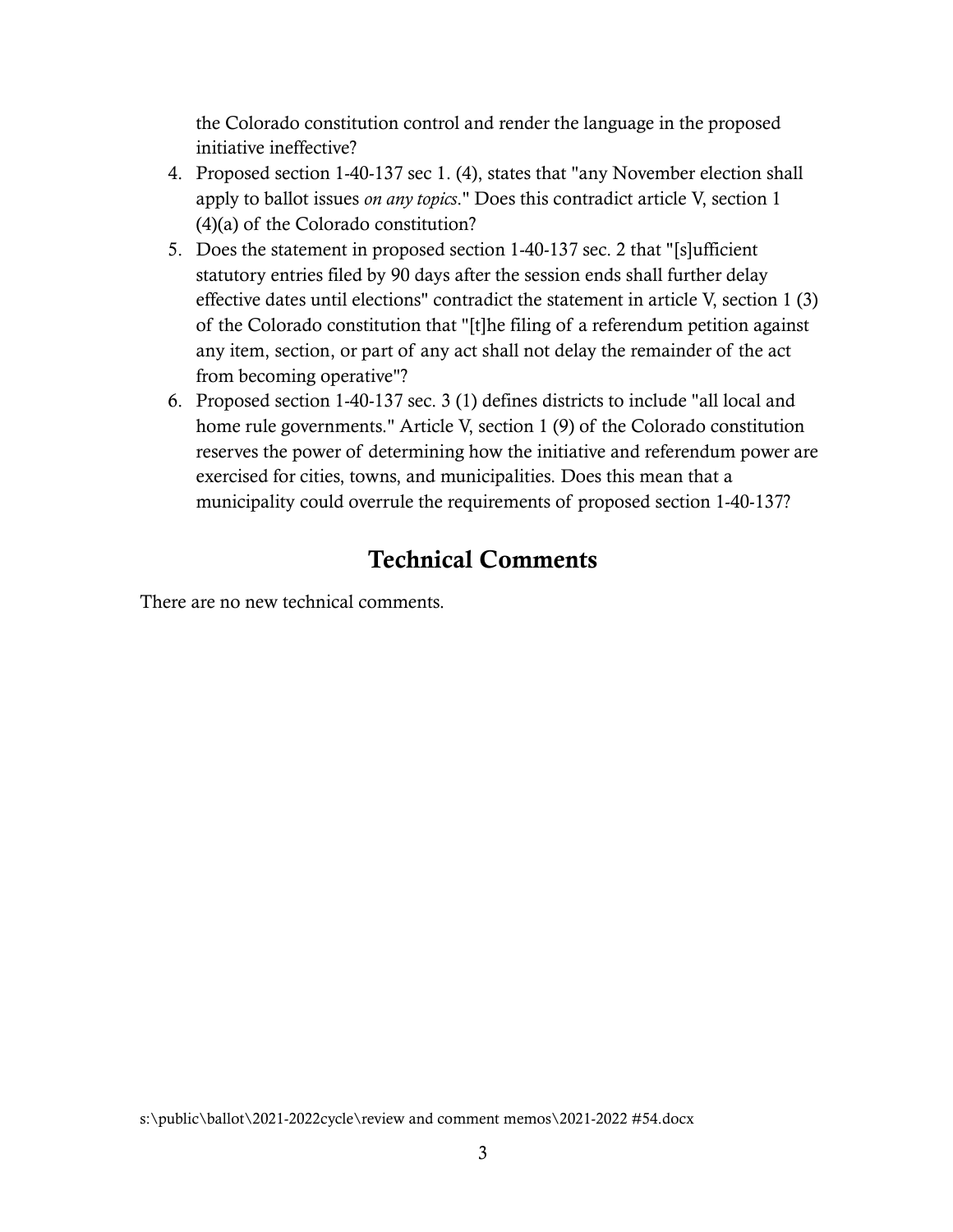the Colorado constitution control and render the language in the proposed initiative ineffective?

4. Proposed section 1-40-137 sec 1. (4), states that "any November election shall apply to ballot issues *on any topics*." Does this contradict article V, section 1 (4)(a) of the Colorado constitution?
5. Does the statement in proposed section 1-40-137 sec. 2 that "[s]ufficient statutory entries filed by 90 days after the session ends shall further delay effective dates until elections" contradict the statement in article V, section 1 (3) of the Colorado constitution that "[t]he filing of a referendum petition against any item, section, or part of any act shall not delay the remainder of the act from becoming operative"?
6. Proposed section 1-40-137 sec. 3 (1) defines districts to include "all local and home rule governments." Article V, section 1 (9) of the Colorado constitution reserves the power of determining how the initiative and referendum power are exercised for cities, towns, and municipalities. Does this mean that a municipality could overrule the requirements of proposed section 1-40-137?

## Technical Comments

There are no new technical comments.

s:\public\ballot\2021-2022cycle\review and comment memos\2021-2022 #54.docx